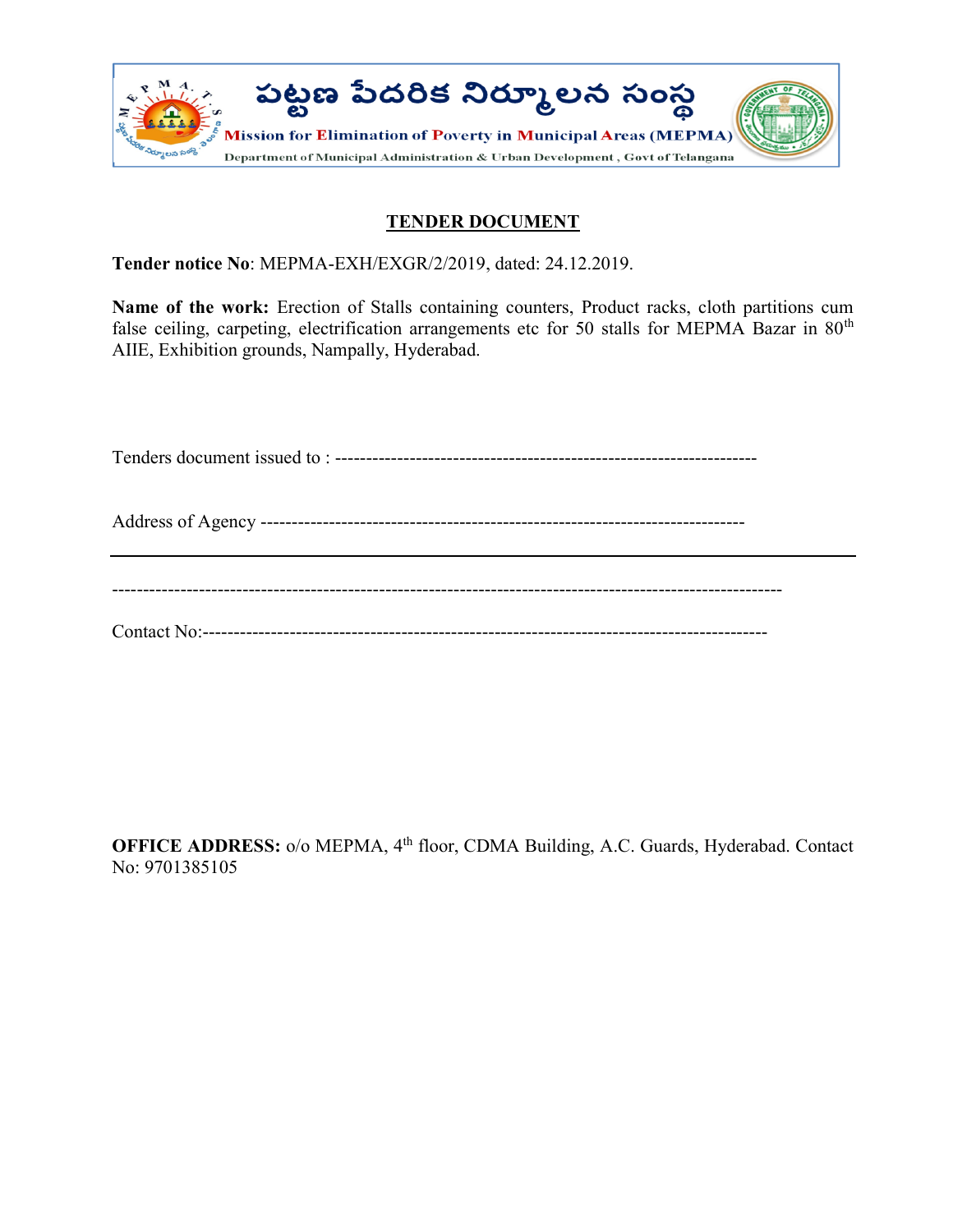పట్టణ పేదరిక నిర్మూలన సంస్థ

Mission for Elimination of Poverty in Municipal Areas (MEPMA)

Department of Municipal Administration & Urban Development, Govt of Telangana

## TENDER DOCUMENT

**Tender notice No**: MEPMA-EXH/EXGR/2/2019, dated: 24.12.2019.

**Name of the work:** Erection of Stalls containing counters, Product racks, cloth partitions cum false ceiling, carpeting, electrification arrangements etc for 50 stalls for MEPMA Bazar in 80th AIIE, Exhibition grounds, Nampally, Hyderabad.

Tenders document issued to : -----------------------------------------------------------------

Address of Agency ----------------------------------------------------------------------------

---

------------------------------------------------------------------------------------------------------------

Contact No:-----------------------------------------------------------------------------------------

**OFFICE ADDRESS:** o/o MEPMA, 4th floor, CDMA Building, A.C. Guards, Hyderabad. Contact No: 9701385105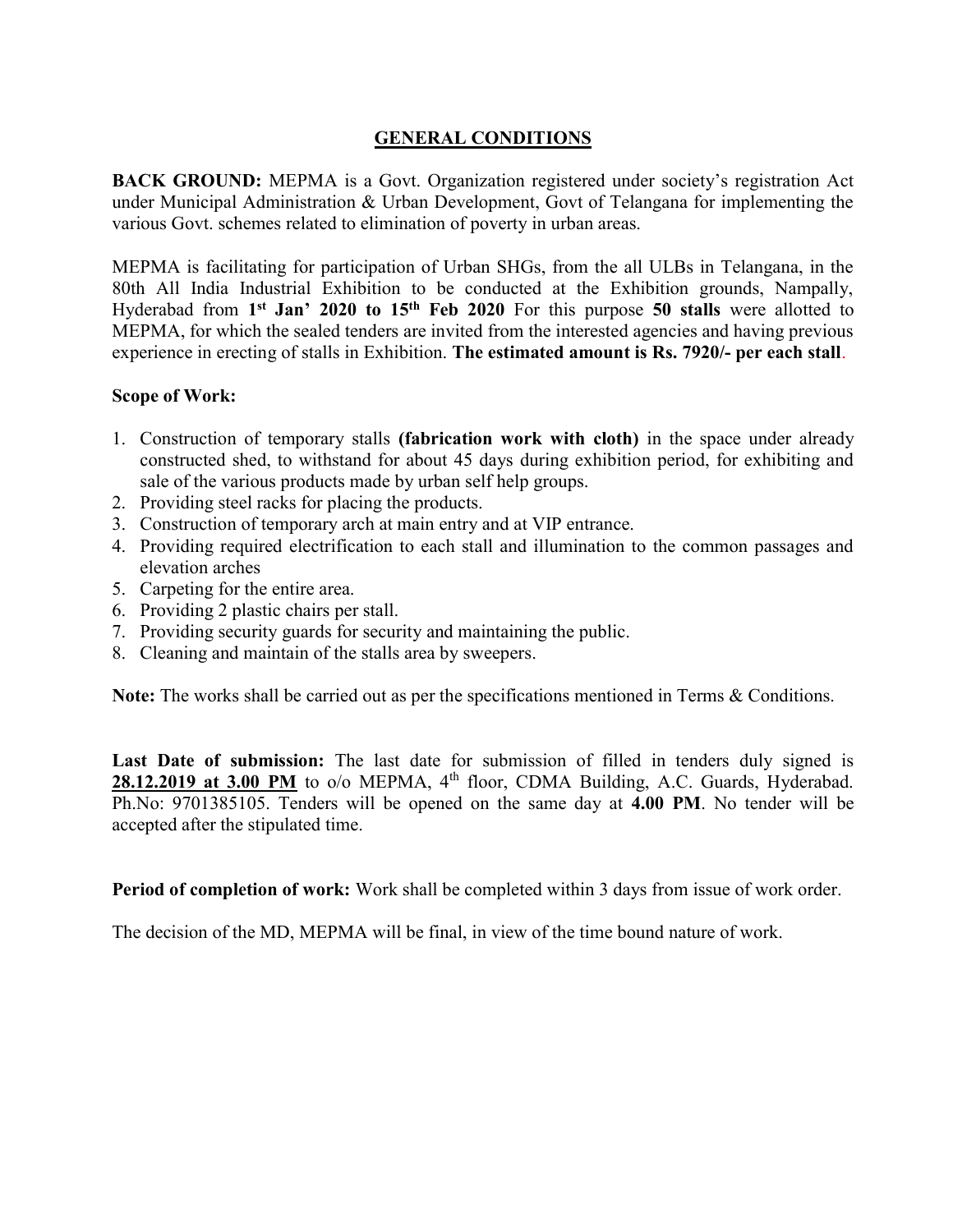# GENERAL CONDITIONS

**BACK GROUND:** MEPMA is a Govt. Organization registered under society's registration Act under Municipal Administration & Urban Development, Govt of Telangana for implementing the various Govt. schemes related to elimination of poverty in urban areas.

MEPMA is facilitating for participation of Urban SHGs, from the all ULBs in Telangana, in the 80th All India Industrial Exhibition to be conducted at the Exhibition grounds, Nampally, Hyderabad from **1st Jan' 2020 to 15th Feb 2020** For this purpose **50 stalls** were allotted to MEPMA, for which the sealed tenders are invited from the interested agencies and having previous experience in erecting of stalls in Exhibition. **The estimated amount is Rs. 7920/- per each stall**.

**Scope of Work:**

1. Construction of temporary stalls **(fabrication work with cloth)** in the space under already constructed shed, to withstand for about 45 days during exhibition period, for exhibiting and sale of the various products made by urban self help groups.
2. Providing steel racks for placing the products.
3. Construction of temporary arch at main entry and at VIP entrance.
4. Providing required electrification to each stall and illumination to the common passages and elevation arches
5. Carpeting for the entire area.
6. Providing 2 plastic chairs per stall.
7. Providing security guards for security and maintaining the public.
8. Cleaning and maintain of the stalls area by sweepers.

**Note:** The works shall be carried out as per the specifications mentioned in Terms & Conditions.

**Last Date of submission:** The last date for submission of filled in tenders duly signed is **28.12.2019 at 3.00 PM** to o/o MEPMA, 4th floor, CDMA Building, A.C. Guards, Hyderabad. Ph.No: 9701385105. Tenders will be opened on the same day at **4.00 PM**. No tender will be accepted after the stipulated time.

**Period of completion of work:** Work shall be completed within 3 days from issue of work order.

The decision of the MD, MEPMA will be final, in view of the time bound nature of work.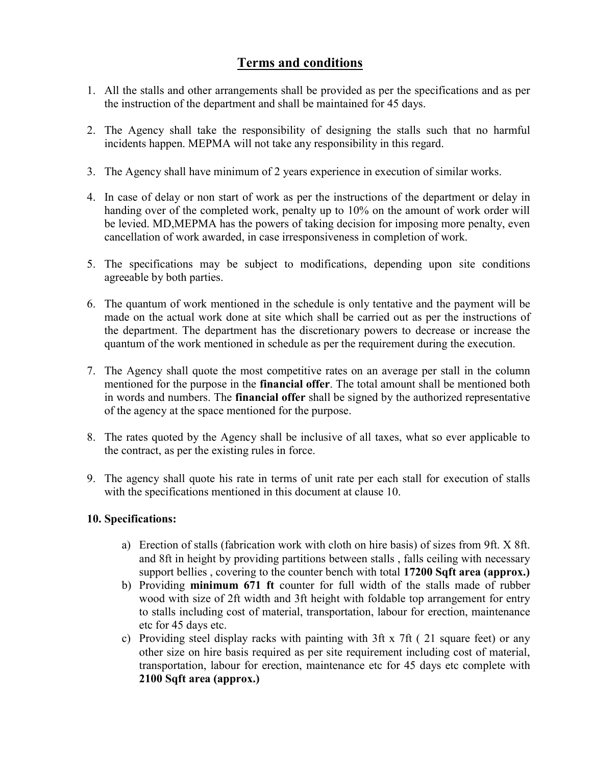## Terms and conditions

1. All the stalls and other arrangements shall be provided as per the specifications and as per the instruction of the department and shall be maintained for 45 days.

2. The Agency shall take the responsibility of designing the stalls such that no harmful incidents happen. MEPMA will not take any responsibility in this regard.

3. The Agency shall have minimum of 2 years experience in execution of similar works.

4. In case of delay or non start of work as per the instructions of the department or delay in handing over of the completed work, penalty up to 10% on the amount of work order will be levied. MD,MEPMA has the powers of taking decision for imposing more penalty, even cancellation of work awarded, in case irresponsiveness in completion of work.

5. The specifications may be subject to modifications, depending upon site conditions agreeable by both parties.

6. The quantum of work mentioned in the schedule is only tentative and the payment will be made on the actual work done at site which shall be carried out as per the instructions of the department. The department has the discretionary powers to decrease or increase the quantum of the work mentioned in schedule as per the requirement during the execution.

7. The Agency shall quote the most competitive rates on an average per stall in the column mentioned for the purpose in the **financial offer**. The total amount shall be mentioned both in words and numbers. The **financial offer** shall be signed by the authorized representative of the agency at the space mentioned for the purpose.

8. The rates quoted by the Agency shall be inclusive of all taxes, what so ever applicable to the contract, as per the existing rules in force.

9. The agency shall quote his rate in terms of unit rate per each stall for execution of stalls with the specifications mentioned in this document at clause 10.

**10. Specifications:**

a) Erection of stalls (fabrication work with cloth on hire basis) of sizes from 9ft. X 8ft. and 8ft in height by providing partitions between stalls , falls ceiling with necessary support bellies , covering to the counter bench with total **17200 Sqft area (approx.)**

b) Providing **minimum 671 ft** counter for full width of the stalls made of rubber wood with size of 2ft width and 3ft height with foldable top arrangement for entry to stalls including cost of material, transportation, labour for erection, maintenance etc for 45 days etc.

c) Providing steel display racks with painting with 3ft x 7ft ( 21 square feet) or any other size on hire basis required as per site requirement including cost of material, transportation, labour for erection, maintenance etc for 45 days etc complete with **2100 Sqft area (approx.)**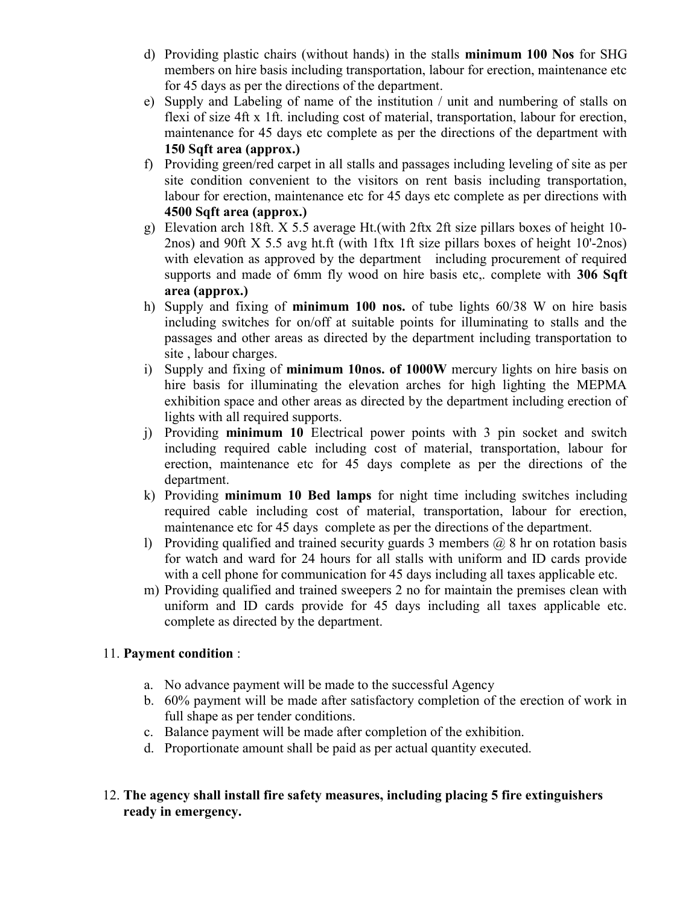d) Providing plastic chairs (without hands) in the stalls **minimum 100 Nos** for SHG members on hire basis including transportation, labour for erection, maintenance etc for 45 days as per the directions of the department.

e) Supply and Labeling of name of the institution / unit and numbering of stalls on flexi of size 4ft x 1ft. including cost of material, transportation, labour for erection, maintenance for 45 days etc complete as per the directions of the department with **150 Sqft area (approx.)**

f) Providing green/red carpet in all stalls and passages including leveling of site as per site condition convenient to the visitors on rent basis including transportation, labour for erection, maintenance etc for 45 days etc complete as per directions with **4500 Sqft area (approx.)**

g) Elevation arch 18ft. X 5.5 average Ht.(with 2ftx 2ft size pillars boxes of height 10-2nos) and 90ft X 5.5 avg ht.ft (with 1ftx 1ft size pillars boxes of height 10'-2nos) with elevation as approved by the department including procurement of required supports and made of 6mm fly wood on hire basis etc,. complete with **306 Sqft area (approx.)**

h) Supply and fixing of **minimum 100 nos.** of tube lights 60/38 W on hire basis including switches for on/off at suitable points for illuminating to stalls and the passages and other areas as directed by the department including transportation to site , labour charges.

i) Supply and fixing of **minimum 10nos. of 1000W** mercury lights on hire basis on hire basis for illuminating the elevation arches for high lighting the MEPMA exhibition space and other areas as directed by the department including erection of lights with all required supports.

j) Providing **minimum 10** Electrical power points with 3 pin socket and switch including required cable including cost of material, transportation, labour for erection, maintenance etc for 45 days complete as per the directions of the department.

k) Providing **minimum 10 Bed lamps** for night time including switches including required cable including cost of material, transportation, labour for erection, maintenance etc for 45 days complete as per the directions of the department.

l) Providing qualified and trained security guards 3 members @ 8 hr on rotation basis for watch and ward for 24 hours for all stalls with uniform and ID cards provide with a cell phone for communication for 45 days including all taxes applicable etc.

m) Providing qualified and trained sweepers 2 no for maintain the premises clean with uniform and ID cards provide for 45 days including all taxes applicable etc. complete as directed by the department.

11. **Payment condition** :

    a. No advance payment will be made to the successful Agency
    b. 60% payment will be made after satisfactory completion of the erection of work in full shape as per tender conditions.
    c. Balance payment will be made after completion of the exhibition.
    d. Proportionate amount shall be paid as per actual quantity executed.

12. **The agency shall install fire safety measures, including placing 5 fire extinguishers ready in emergency.**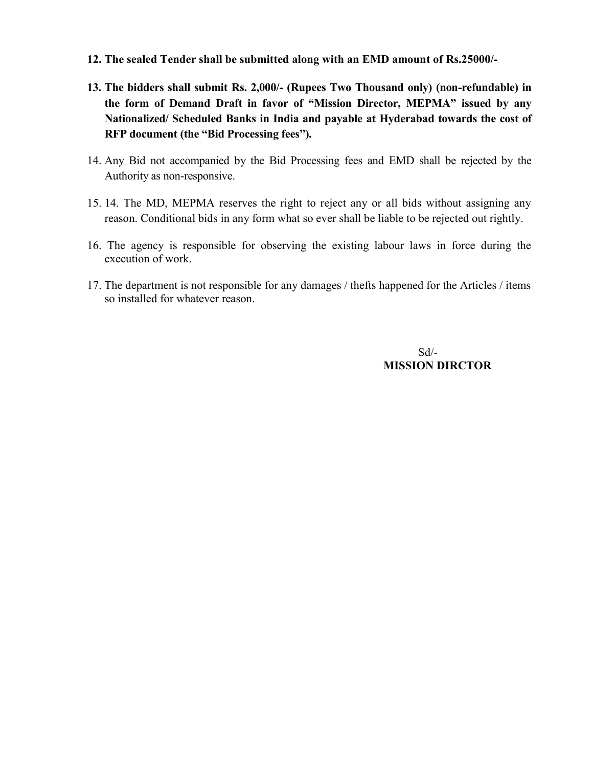**12. The sealed Tender shall be submitted along with an EMD amount of Rs.25000/-**

**13. The bidders shall submit Rs. 2,000/- (Rupees Two Thousand only) (non-refundable) in the form of Demand Draft in favor of "Mission Director, MEPMA" issued by any Nationalized/ Scheduled Banks in India and payable at Hyderabad towards the cost of RFP document (the "Bid Processing fees").**

14. Any Bid not accompanied by the Bid Processing fees and EMD shall be rejected by the Authority as non-responsive.

15. 14. The MD, MEPMA reserves the right to reject any or all bids without assigning any reason. Conditional bids in any form what so ever shall be liable to be rejected out rightly.

16. The agency is responsible for observing the existing labour laws in force during the execution of work.

17. The department is not responsible for any damages / thefts happened for the Articles / items so installed for whatever reason.

Sd/-
**MISSION DIRCTOR**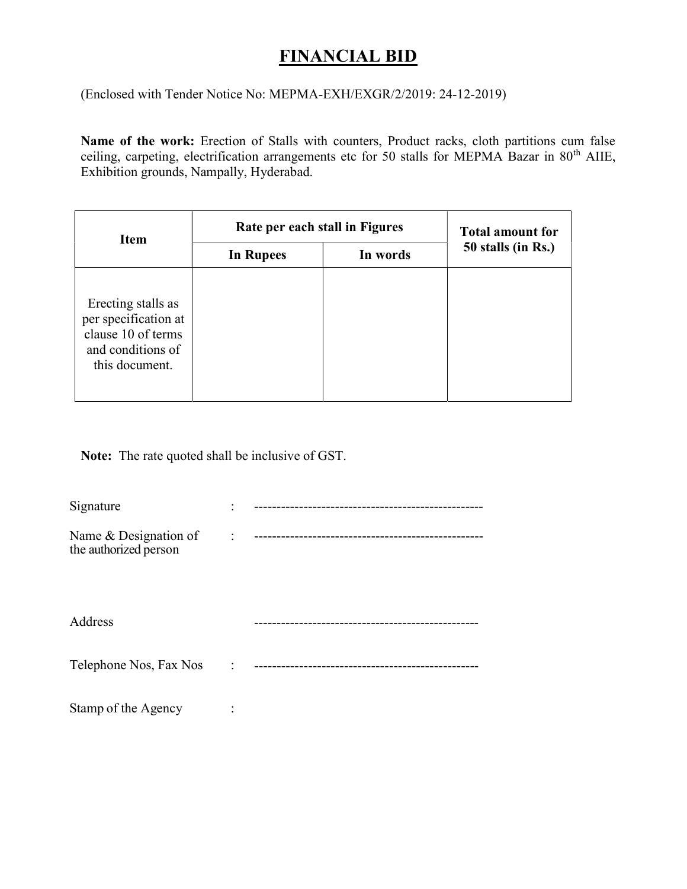# FINANCIAL BID

(Enclosed with Tender Notice No: MEPMA-EXH/EXGR/2/2019: 24-12-2019)

**Name of the work:** Erection of Stalls with counters, Product racks, cloth partitions cum false ceiling, carpeting, electrification arrangements etc for 50 stalls for MEPMA Bazar in 80th AIIE, Exhibition grounds, Nampally, Hyderabad.

| Item | Rate per each stall in Figures | | Total amount for 50 stalls (in Rs.) |
|---|---|---|---|
| | In Rupees | In words | |
| Erecting stalls as per specification at clause 10 of terms and conditions of this document. | | | |

**Note:** The rate quoted shall be inclusive of GST.

Signature : ---------------------------------------------------

Name & Designation of the authorized person : ---------------------------------------------------

Address --------------------------------------------------

Telephone Nos, Fax Nos : --------------------------------------------------

Stamp of the Agency :